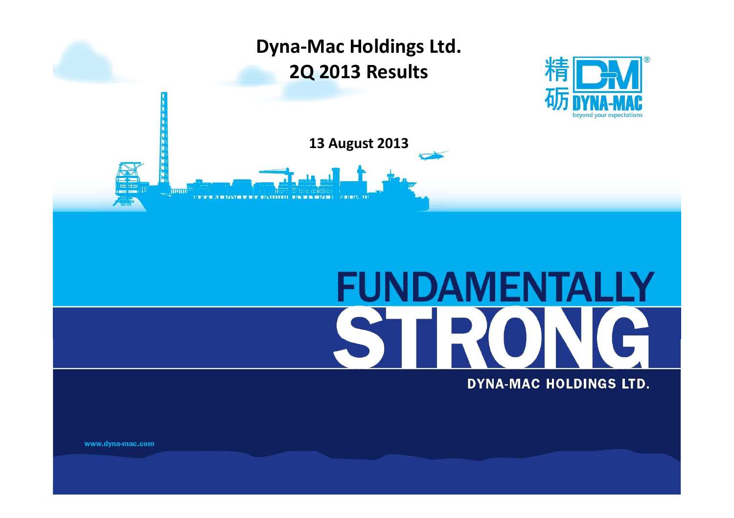# Dyna-Mac Holdings Ltd.
# 2Q 2013 Results

13 August 2013

精砺 DYNA-MAC
beyond your expectations

FUNDAMENTALLY
STRONG

DYNA-MAC HOLDINGS LTD.

www.dyna-mac.com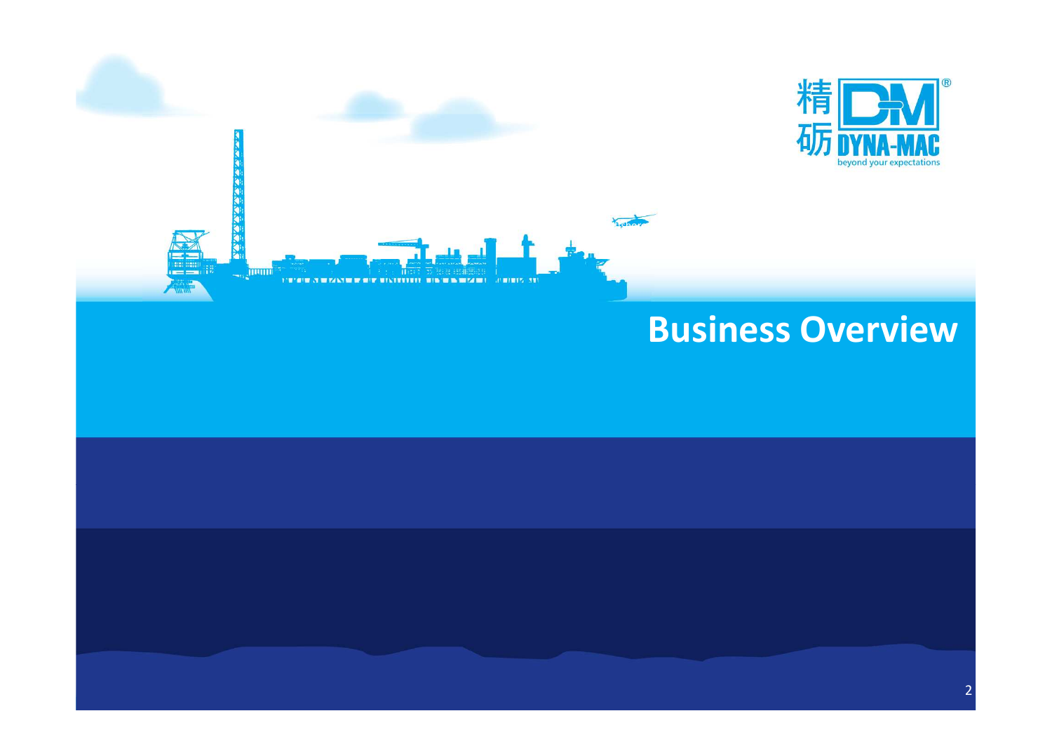# Business Overview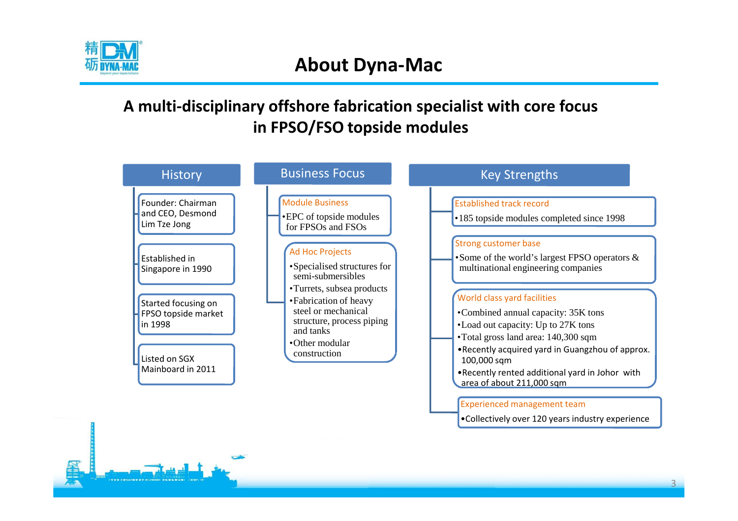# About Dyna-Mac

## A multi-disciplinary offshore fabrication specialist with core focus in FPSO/FSO topside modules

### History

- Founder: Chairman and CEO, Desmond Lim Tze Jong
- Established in Singapore in 1990
- Started focusing on FPSO topside market in 1998
- Listed on SGX Mainboard in 2011

### Business Focus

**Module Business**

- EPC of topside modules for FPSOs and FSOs

**Ad Hoc Projects**

- Specialised structures for semi-submersibles
- Turrets, subsea products
- Fabrication of heavy steel or mechanical structure, process piping and tanks
- Other modular construction

### Key Strengths

**Established track record**

- 185 topside modules completed since 1998

**Strong customer base**

- Some of the world's largest FPSO operators & multinational engineering companies

**World class yard facilities**

- Combined annual capacity: 35K tons
- Load out capacity: Up to 27K tons
- Total gross land area: 140,300 sqm
- Recently acquired yard in Guangzhou of approx. 100,000 sqm
- Recently rented additional yard in Johor with area of about 211,000 sqm

**Experienced management team**

- Collectively over 120 years industry experience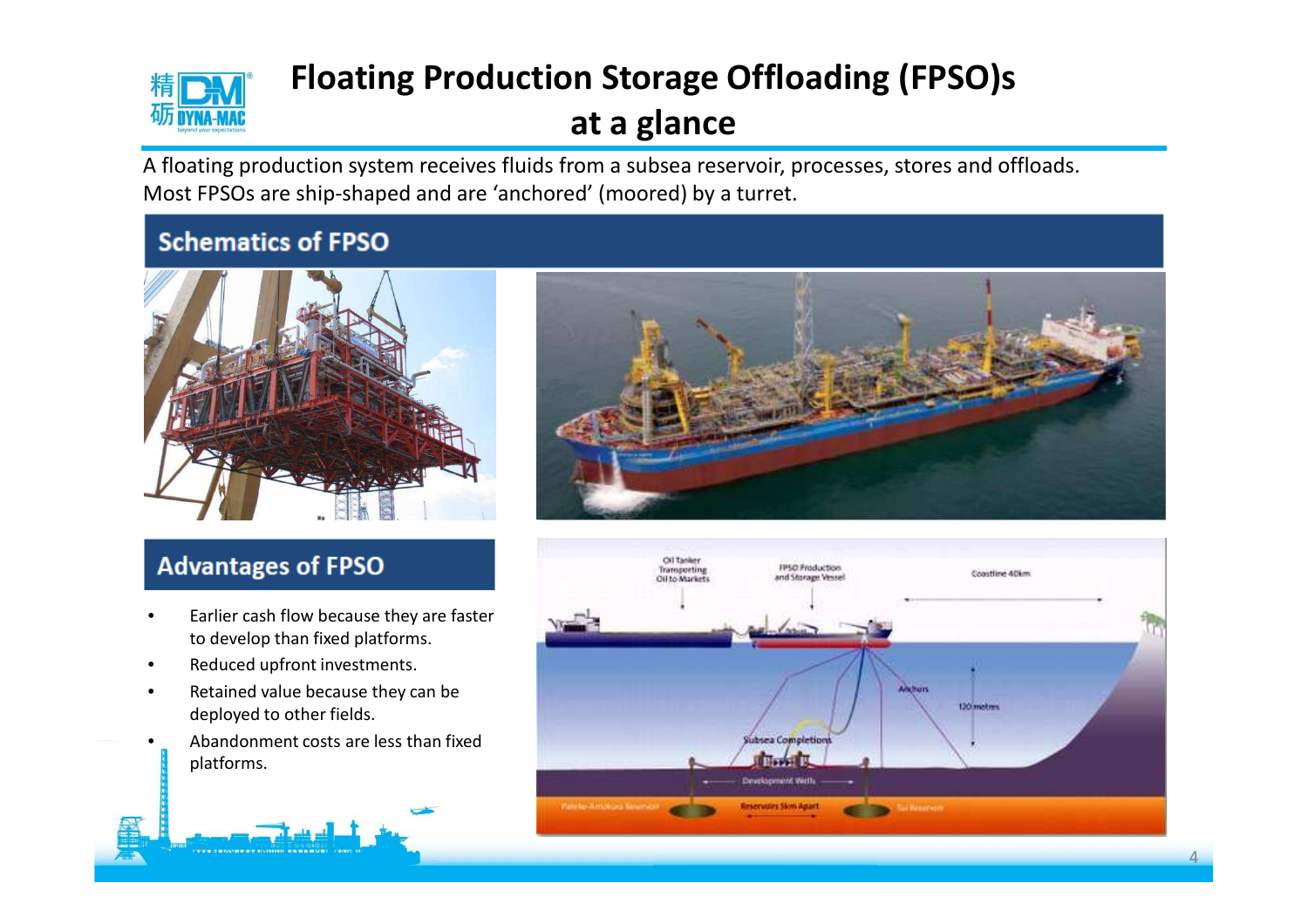# Floating Production Storage Offloading (FPSO)s at a glance

A floating production system receives fluids from a subsea reservoir, processes, stores and offloads. Most FPSOs are ship-shaped and are 'anchored' (moored) by a turret.

## Schematics of FPSO

## Advantages of FPSO

- Earlier cash flow because they are faster to develop than fixed platforms.
- Reduced upfront investments.
- Retained value because they can be deployed to other fields.
- Abandonment costs are less than fixed platforms.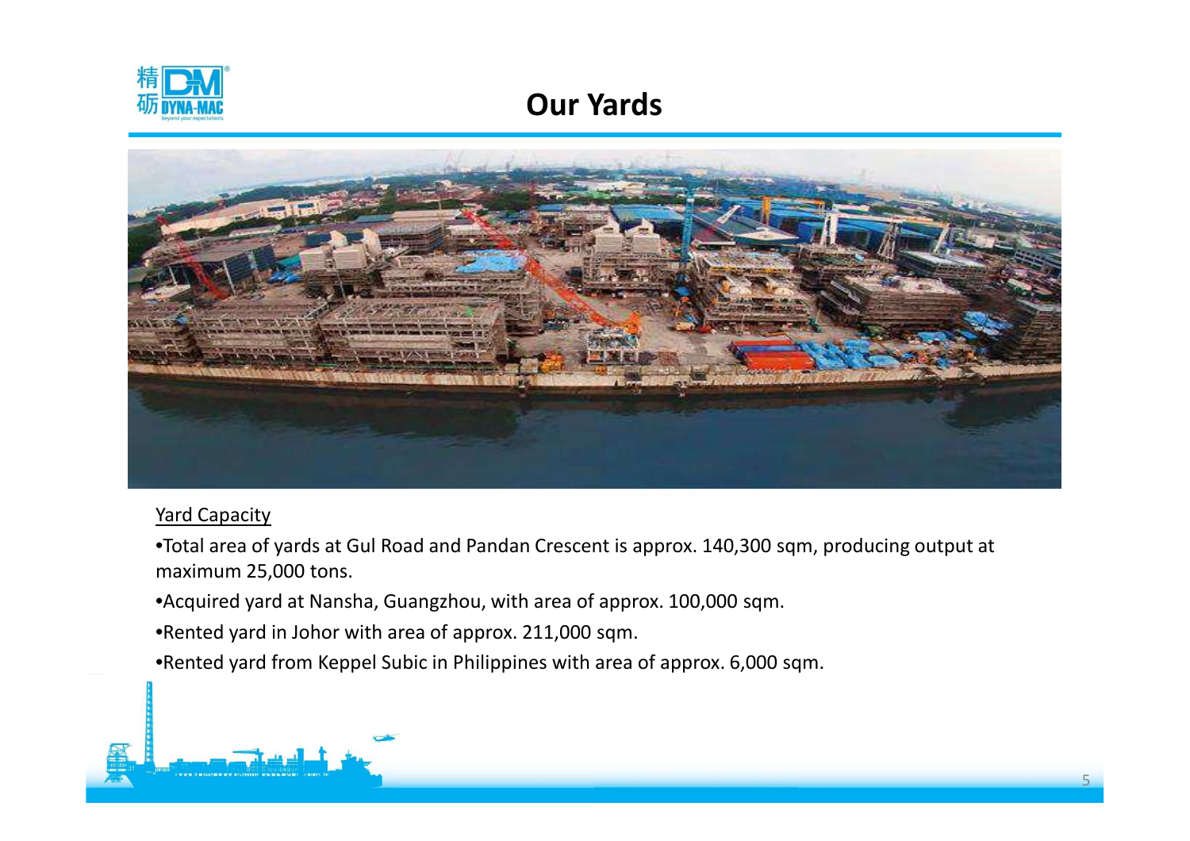# Our Yards

Yard Capacity

- Total area of yards at Gul Road and Pandan Crescent is approx. 140,300 sqm, producing output at maximum 25,000 tons.
- Acquired yard at Nansha, Guangzhou, with area of approx. 100,000 sqm.
- Rented yard in Johor with area of approx. 211,000 sqm.
- Rented yard from Keppel Subic in Philippines with area of approx. 6,000 sqm.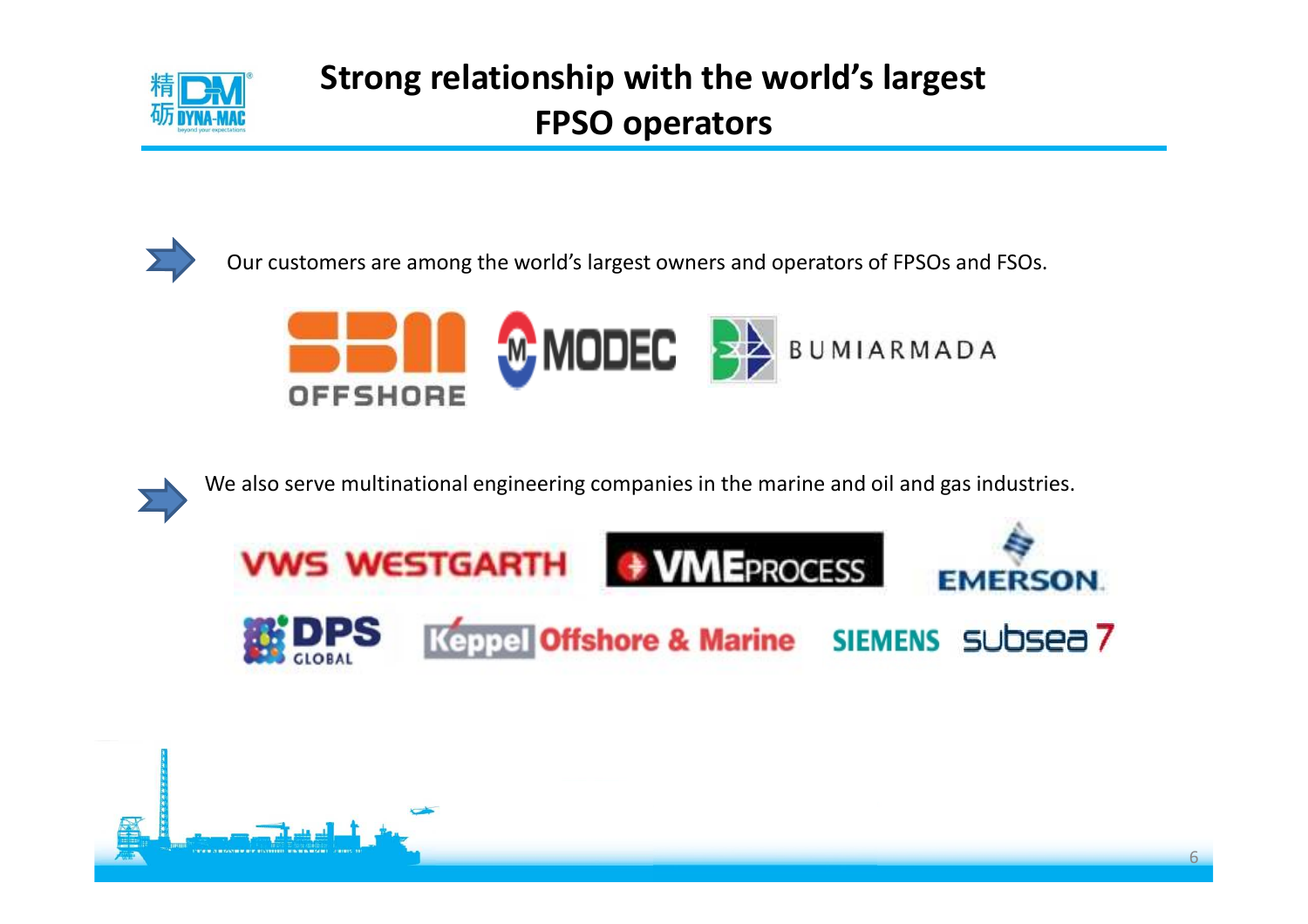# Strong relationship with the world's largest FPSO operators

- Our customers are among the world's largest owners and operators of FPSOs and FSOs.

SBM OFFSHORE | MODEC | BUMIARMADA

- We also serve multinational engineering companies in the marine and oil and gas industries.

VWS WESTGARTH | VMEPROCESS | EMERSON | DPS GLOBAL | Keppel Offshore & Marine | SIEMENS | subsea 7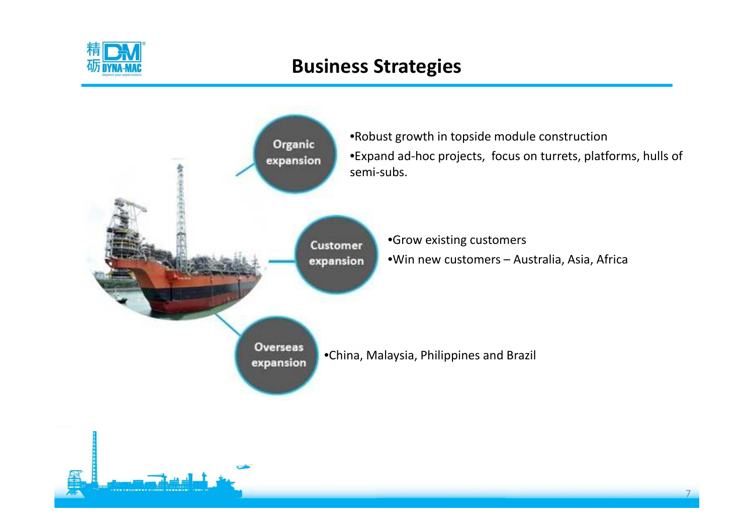# Business Strategies

**Organic expansion**

- Robust growth in topside module construction
- Expand ad-hoc projects, focus on turrets, platforms, hulls of semi-subs.

**Customer expansion**

- Grow existing customers
- Win new customers – Australia, Asia, Africa

**Overseas expansion**

- China, Malaysia, Philippines and Brazil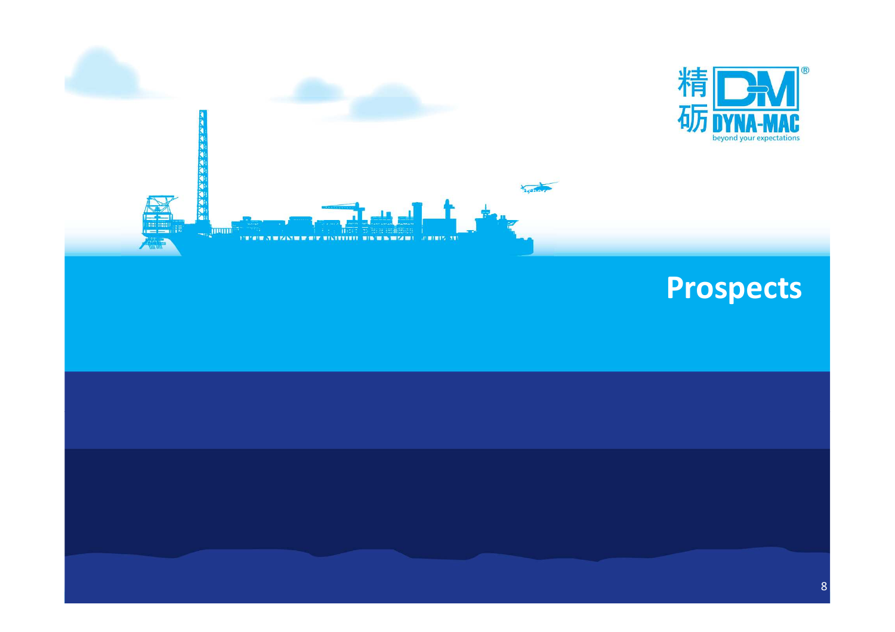# Prospects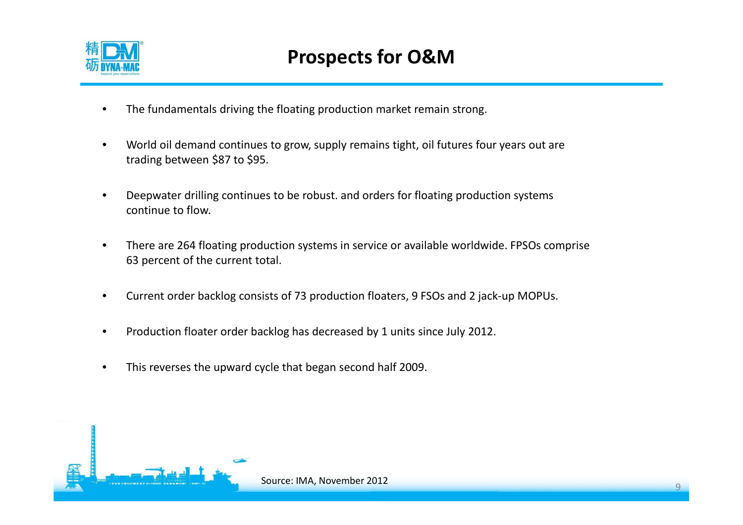# Prospects for O&M

- The fundamentals driving the floating production market remain strong.
- World oil demand continues to grow, supply remains tight, oil futures four years out are trading between $87 to $95.
- Deepwater drilling continues to be robust. and orders for floating production systems continue to flow.
- There are 264 floating production systems in service or available worldwide. FPSOs comprise 63 percent of the current total.
- Current order backlog consists of 73 production floaters, 9 FSOs and 2 jack-up MOPUs.
- Production floater order backlog has decreased by 1 units since July 2012.
- This reverses the upward cycle that began second half 2009.

Source: IMA, November 2012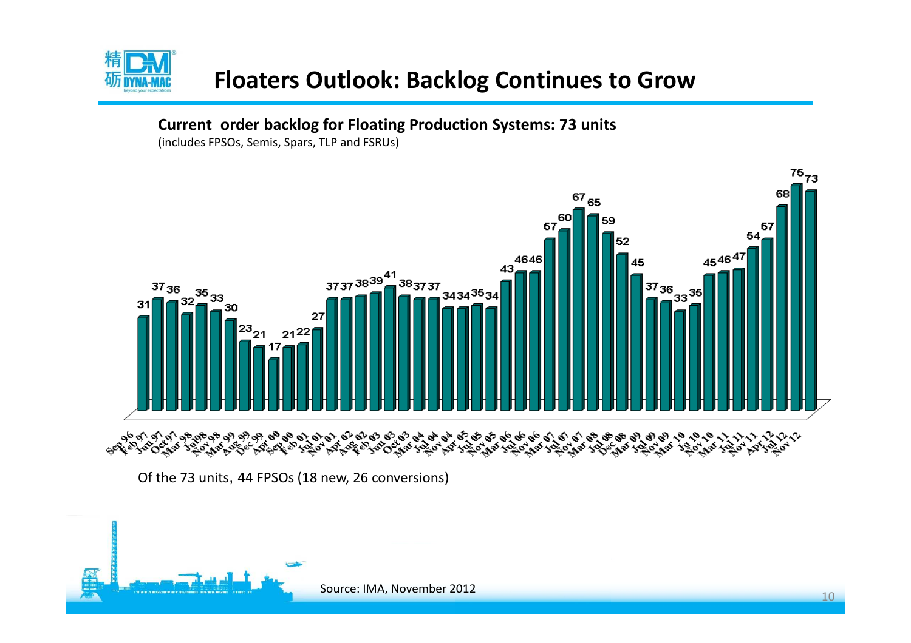# Floaters Outlook: Backlog Continues to Grow

**Current order backlog for Floating Production Systems: 73 units**
(includes FPSOs, Semis, Spars, TLP and FSRUs)

| Date | Units |
|---|---|
| Sep 96 | 31 |
| Feb 97 | 37 |
| Jun 97 | 36 |
| Oct 97 | 32 |
| Mar 98 | 35 |
| Jul98 | 33 |
| Nov 98 | 30 |
| Mar 99 | 23 |
| Aug 99 | 21 |
| Dec 99 | 17 |
| Apr 00 | 21 |
| Sep 00 | 22 |
| Feb 01 | 27 |
| Jul 01 | 37 |
| Nov 01 | 37 |
| Apr 02 | 38 |
| Aug 02 | 39 |
| Feb 03 | 41 |
| Jun 03 | 38 |
| Oct 03 | 37 |
| Mar 04 | 37 |
| Jul 04 | 34 |
| Nov 04 | 34 |
| Apr 05 | 35 |
| Jul 05 | 34 |
| Nov 05 | 43 |
| Mar 06 | 46 |
| Jul 06 | 46 |
| Nov 06 | 57 |
| Mar 07 | 60 |
| Jul 07 | 67 |
| Nov 07 | 65 |
| Mar 08 | 59 |
| Jul 08 | 52 |
| Dec 08 | 45 |
| Mar 09 | 37 |
| Jul 09 | 36 |
| Nov 09 | 33 |
| Mar 10 | 35 |
| Ju 10 | 45 |
| Nov 10 | 46 |
| Mar 11 | 47 |
| Jul 11 | 54 |
| Nov 11 | 57 |
| Apr 12 | 68 |
| Jul 12 | 75 |
| Nov 12 | 73 |

Of the 73 units, 44 FPSOs (18 new, 26 conversions)

Source: IMA, November 2012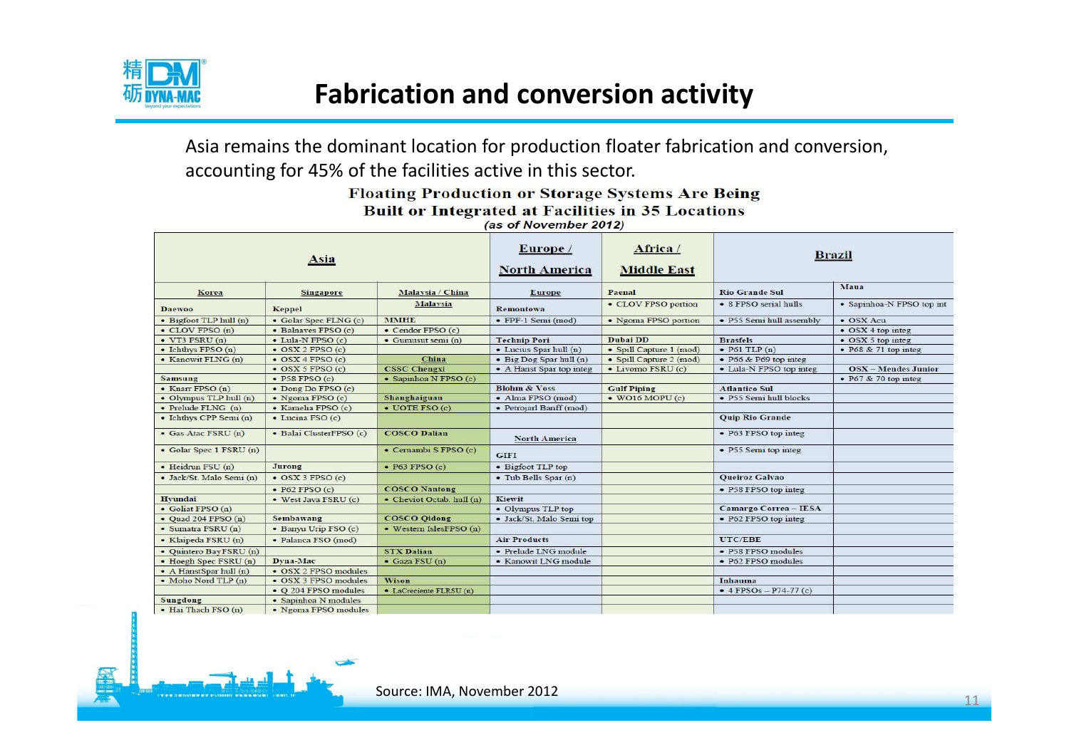# Fabrication and conversion activity

Asia remains the dominant location for production floater fabrication and conversion, accounting for 45% of the facilities active in this sector.

**Floating Production or Storage Systems Are Being Built or Integrated at Facilities in 35 Locations**

*(as of November 2012)*

| Asia | | | Europe / North America | Africa / Middle East | Brazil | |
|---|---|---|---|---|---|---|
| Korea | Singapore | Malaysia / China | Europe | Paenal | Rio Grande Sul | Maua |
| Daewoo | Keppel | Malaysia | Remontowa | • CLOV FPSO portion | • 8 FPSO serial hulls | • Sapinhoa-N FPSO top int |
| • Bigfoot TLP hull (n) | • Golar Spec FLNG (c) | MMHE | • FPF-1 Semi (mod) | • Ngoma FPSO portion | • P55 Semi hull assembly | • OSX Acu |
| • CLOV FPSO (n) | • Balnaves FPSO (c) | • Cendor FPSO (c) | | | | • OSX 4 top integ |
| • VT3 FSRU (n) | • Lula-N FPSO (c) | • Gumusut semi (n) | Technip Pori | Dubai DD | Brasfels | • OSX 5 top integ |
| • Ichthys FPSO (n) | • OSX 2 FPSO (c) | | • Lucius Spar hull (n) | • Spill Capture 1 (mod) | • P61 TLP (n) | • P68 & 71 top integ |
| • Kanowit FLNG (n) | • OSX 4 FPSO (c) | China | • Big Dog Spar hull (n) | • Spill Capture 2 (mod) | • P66 & P69 top integ | |
| | • OSX 5 FPSO (c) | CSSC Chengxi | • A Hanst Spar top integ | • Livorno FSRU (c) | • Lula-N FPSO top integ | OSX – Mendes Junior |
| Samsung | • P58 FPSO (c) | • Sapinhoa N FPSO (c) | | | | • P67 & 70 top integ |
| • Knarr FPSO (n) | • Dong Do FPSO (c) | Shanghaiguan | Blohm & Voss | Gulf Piping | Atlantico Sul | |
| • Olympus TLP hull (n) | • Ngoma FPSO (c) | • UQTE FSO (c) | • Alma FPSO (mod) | • WO16 MOPU (c) | • P55 Semi hull blocks | |
| • Prelude FLNG (n) | • Kamelia FPSO (c) | | • Petrojarl Banff (mod) | | | |
| • Ichthys CPP Semi (n) | • Lucina FSO (c) | | | | Quip Rio Grande | |
| • Gas Atac FSRU (n) | • Balai ClusterFPSO (c) | COSCO Dalian | North America | | • P63 FPSO top integ | |
| • Golar Spec 1 FSRU (n) | | • Cernambi S FPSO (c) | GIFI | | • P55 Semi top integ | |
| • Heidrun FSU (n) | Jurong | • P63 FPSO (c) | • Bigfoot TLP top | | | |
| • Jack/St. Malo Semi (n) | • OSX 3 FPSO (c) | | • Tub Bells Spar (n) | | Queiroz Galvao | |
| | • P62 FPSO (c) | COSCO Nantong | | | • P58 FPSO top integ | |
| Hyundai | • West Java FSRU (c) | • Cheviot Octab. hull (n) | Kiewit | | | |
| • Goliat FPSO (n) | | | • Olympus TLP top | | Camargo Correa – IESA | |
| • Quad 204 FPSO (n) | Sembawang | COSCO Qidong | • Jack/St. Malo Semi top | | • P62 FPSO top integ | |
| • Sumatra FSRU (n) | • Banyu Urip FSO (c) | • Western IslesFPSO (n) | | | | |
| • Klaipeda FSRU (n) | • Palanca FSO (mod) | | Air Products | | UTC/EBE | |
| • Quintero BayFSRU (n) | | STX Dalian | • Prelude LNG module | | • P58 FPSO modules | |
| • Hoegh Spec FSRU (n) | Dyna-Mac | • Gaza FSU (n) | • Kanowit LNG module | | • P62 FPSO modules | |
| • A HanstSpar hull (n) | • OSX 2 FPSO modules | | | | | |
| • Moho Nord TLP (n) | • OSX 3 FPSO modules | Wison | | | Inhauma | |
| | • Q 204 FPSO modules | • LaCreciente FLRSU (n) | | | • 4 FPSOs – P74-77 (c) | |
| Sungdong | • Sapinhoa N modules | | | | | |
| • Hai Thach FSO (n) | • Ngoma FPSO modules | | | | | |

Source: IMA, November 2012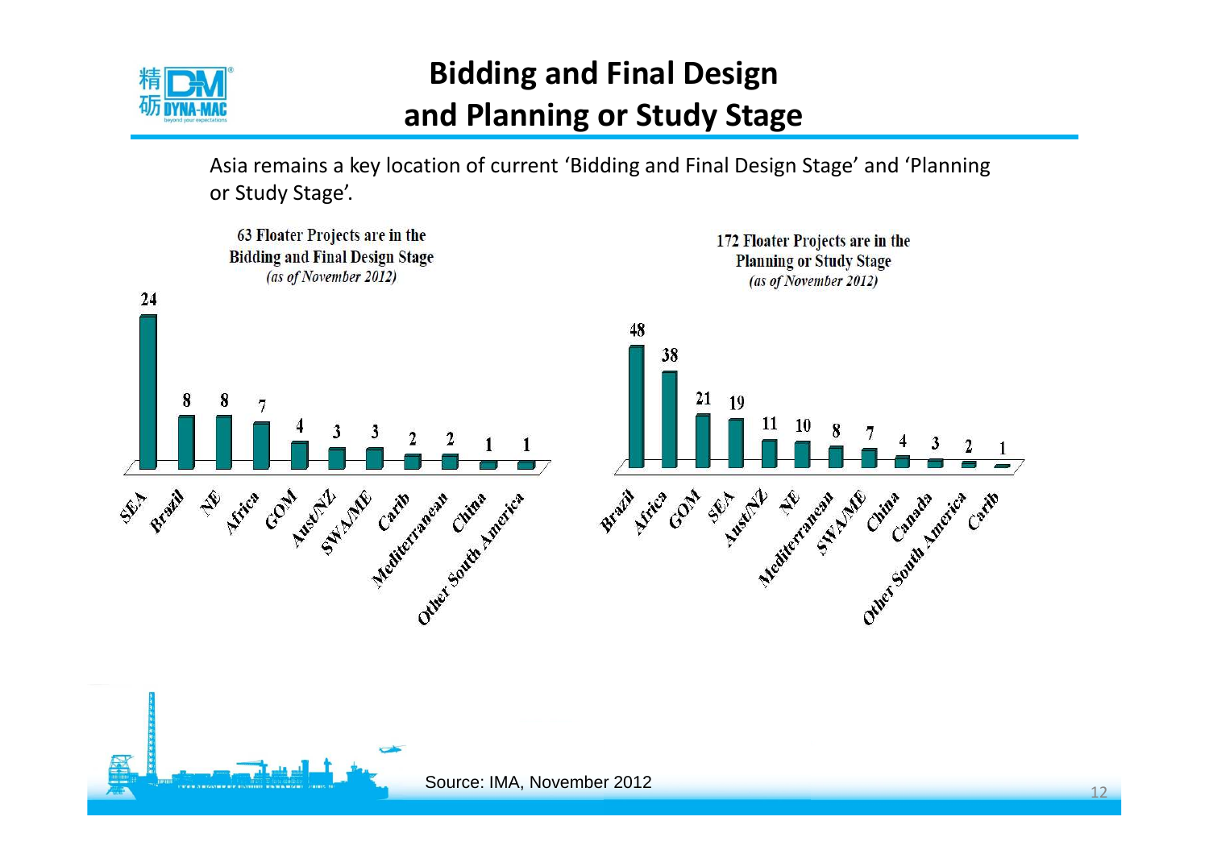# Bidding and Final Design and Planning or Study Stage

Asia remains a key location of current 'Bidding and Final Design Stage' and 'Planning or Study Stage'.

**63 Floater Projects are in the Bidding and Final Design Stage**
*(as of November 2012)*

| Region | Projects |
|---|---|
| SEA | 24 |
| Brazil | 8 |
| NE | 8 |
| Africa | 7 |
| GOM | 4 |
| Aust/NZ | 3 |
| SWA/ME | 3 |
| Carib | 2 |
| Mediterranean | 2 |
| China | 1 |
| Other South America | 1 |

**172 Floater Projects are in the Planning or Study Stage**
*(as of November 2012)*

| Region | Projects |
|---|---|
| Brazil | 48 |
| Africa | 38 |
| GOM | 21 |
| SEA | 19 |
| Aust/NZ | 11 |
| NE | 10 |
| Mediterranean | 8 |
| SWA/ME | 7 |
| China | 4 |
| Canada | 3 |
| Other South America | 2 |
| Carib | 1 |

Source: IMA, November 2012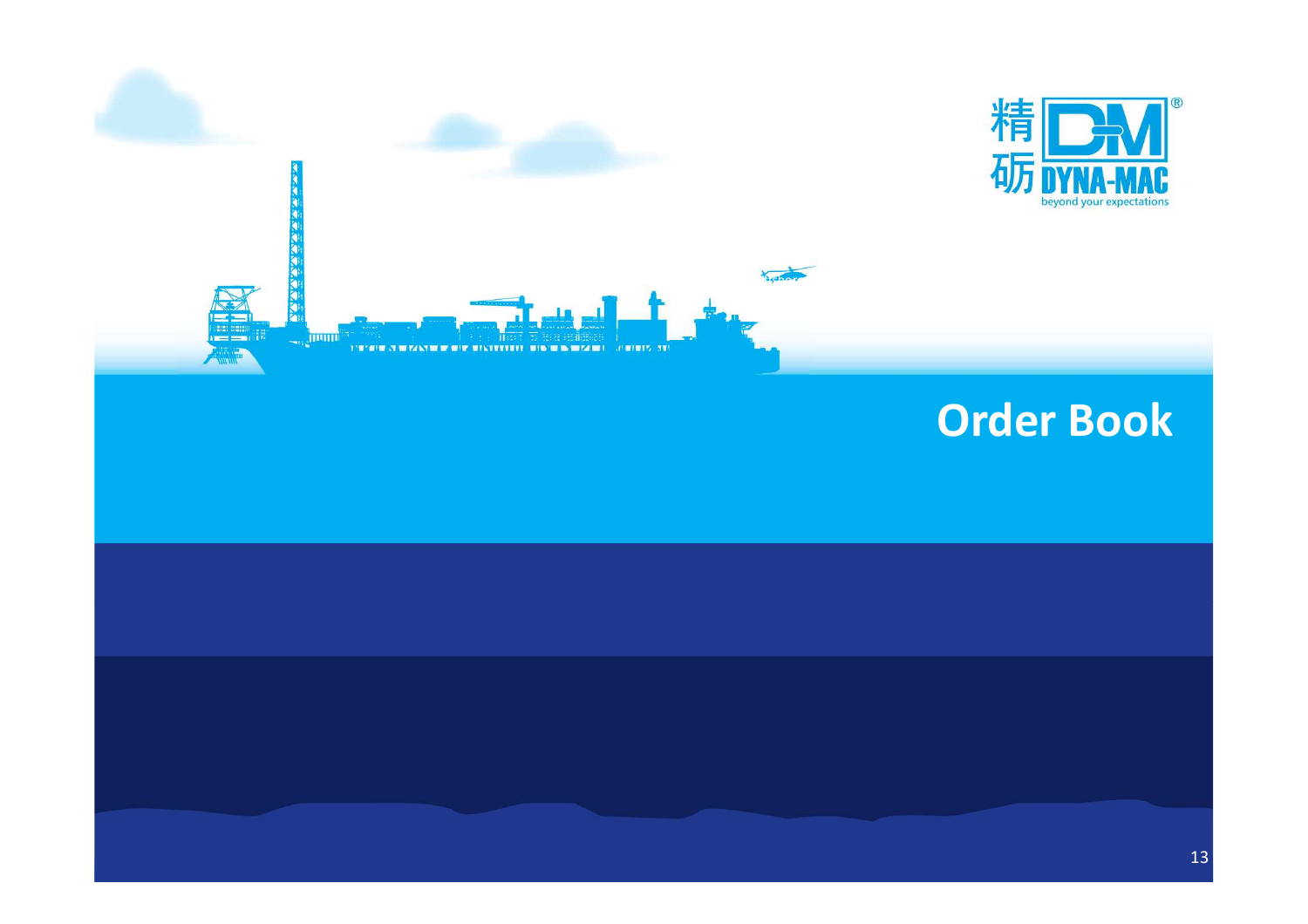# Order Book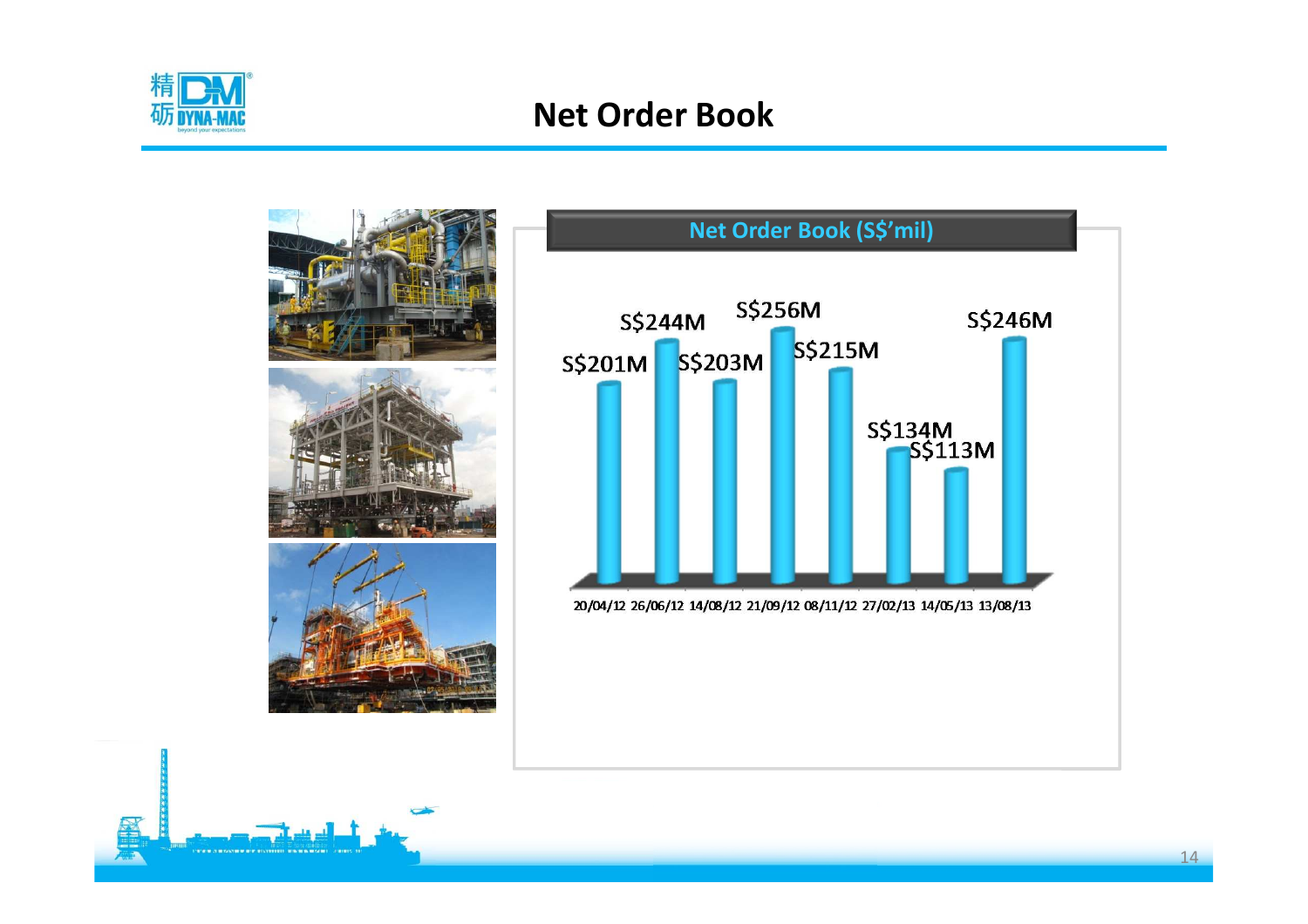# Net Order Book

**Net Order Book (S$'mil)**

| Date | Net Order Book |
|---|---|
| 20/04/12 | S$201M |
| 26/06/12 | S$244M |
| 14/08/12 | S$203M |
| 21/09/12 | S$256M |
| 08/11/12 | S$215M |
| 27/02/13 | S$134M |
| 14/05/13 | S$113M |
| 13/08/13 | S$246M |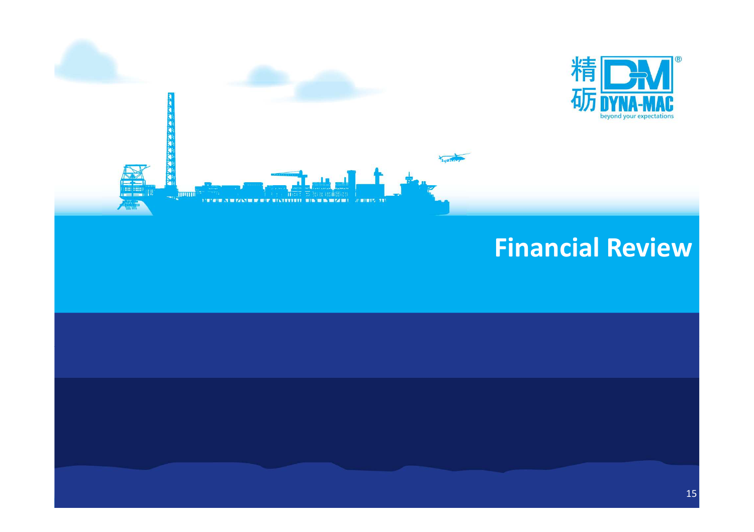# Financial Review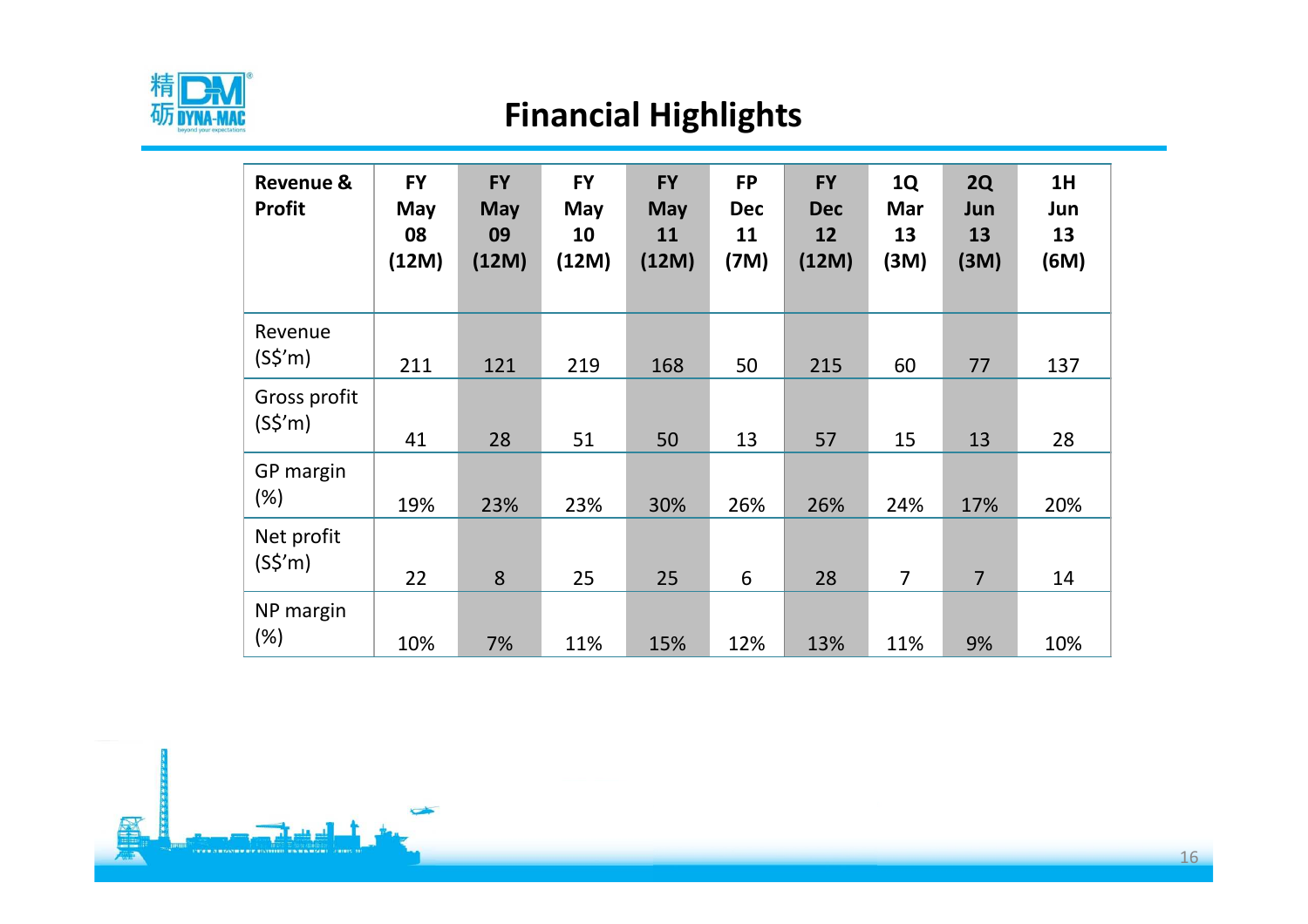# Financial Highlights

| Revenue & Profit | FY May 08 (12M) | FY May 09 (12M) | FY May 10 (12M) | FY May 11 (12M) | FP Dec 11 (7M) | FY Dec 12 (12M) | 1Q Mar 13 (3M) | 2Q Jun 13 (3M) | 1H Jun 13 (6M) |
|---|---|---|---|---|---|---|---|---|---|
| Revenue (S$'m) | 211 | 121 | 219 | 168 | 50 | 215 | 60 | 77 | 137 |
| Gross profit (S$'m) | 41 | 28 | 51 | 50 | 13 | 57 | 15 | 13 | 28 |
| GP margin (%) | 19% | 23% | 23% | 30% | 26% | 26% | 24% | 17% | 20% |
| Net profit (S$'m) | 22 | 8 | 25 | 25 | 6 | 28 | 7 | 7 | 14 |
| NP margin (%) | 10% | 7% | 11% | 15% | 12% | 13% | 11% | 9% | 10% |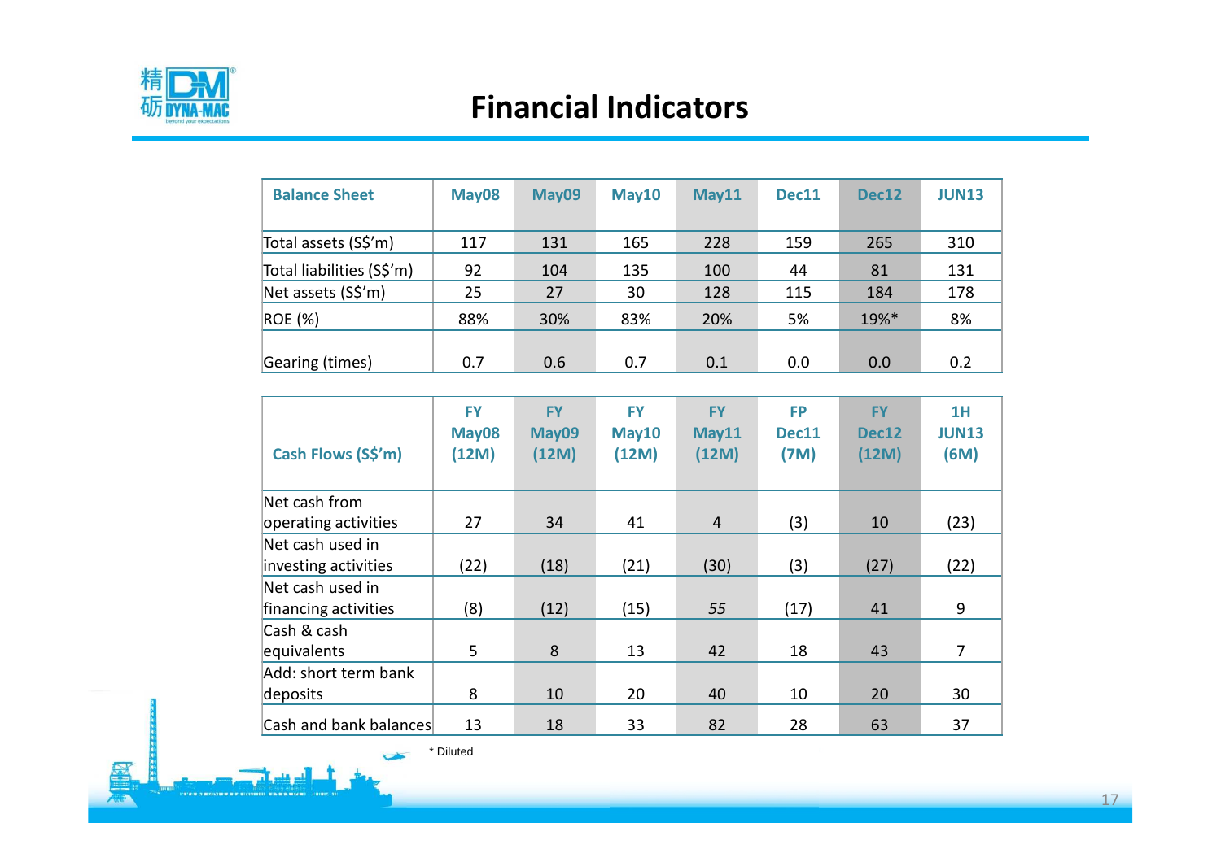# Financial Indicators

| Balance Sheet | May08 | May09 | May10 | May11 | Dec11 | Dec12 | JUN13 |
|---|---|---|---|---|---|---|---|
| Total assets (S$'m) | 117 | 131 | 165 | 228 | 159 | 265 | 310 |
| Total liabilities (S$'m) | 92 | 104 | 135 | 100 | 44 | 81 | 131 |
| Net assets (S$'m) | 25 | 27 | 30 | 128 | 115 | 184 | 178 |
| ROE (%) | 88% | 30% | 83% | 20% | 5% | 19%* | 8% |
| Gearing (times) | 0.7 | 0.6 | 0.7 | 0.1 | 0.0 | 0.0 | 0.2 |

| Cash Flows (S$'m) | FY May08 (12M) | FY May09 (12M) | FY May10 (12M) | FY May11 (12M) | FP Dec11 (7M) | FY Dec12 (12M) | 1H JUN13 (6M) |
|---|---|---|---|---|---|---|---|
| Net cash from operating activities | 27 | 34 | 41 | 4 | (3) | 10 | (23) |
| Net cash used in investing activities | (22) | (18) | (21) | (30) | (3) | (27) | (22) |
| Net cash used in financing activities | (8) | (12) | (15) | *55* | (17) | 41 | 9 |
| Cash & cash equivalents | 5 | 8 | 13 | 42 | 18 | 43 | 7 |
| Add: short term bank deposits | 8 | 10 | 20 | 40 | 10 | 20 | 30 |
| Cash and bank balances | 13 | 18 | 33 | 82 | 28 | 63 | 37 |

* Diluted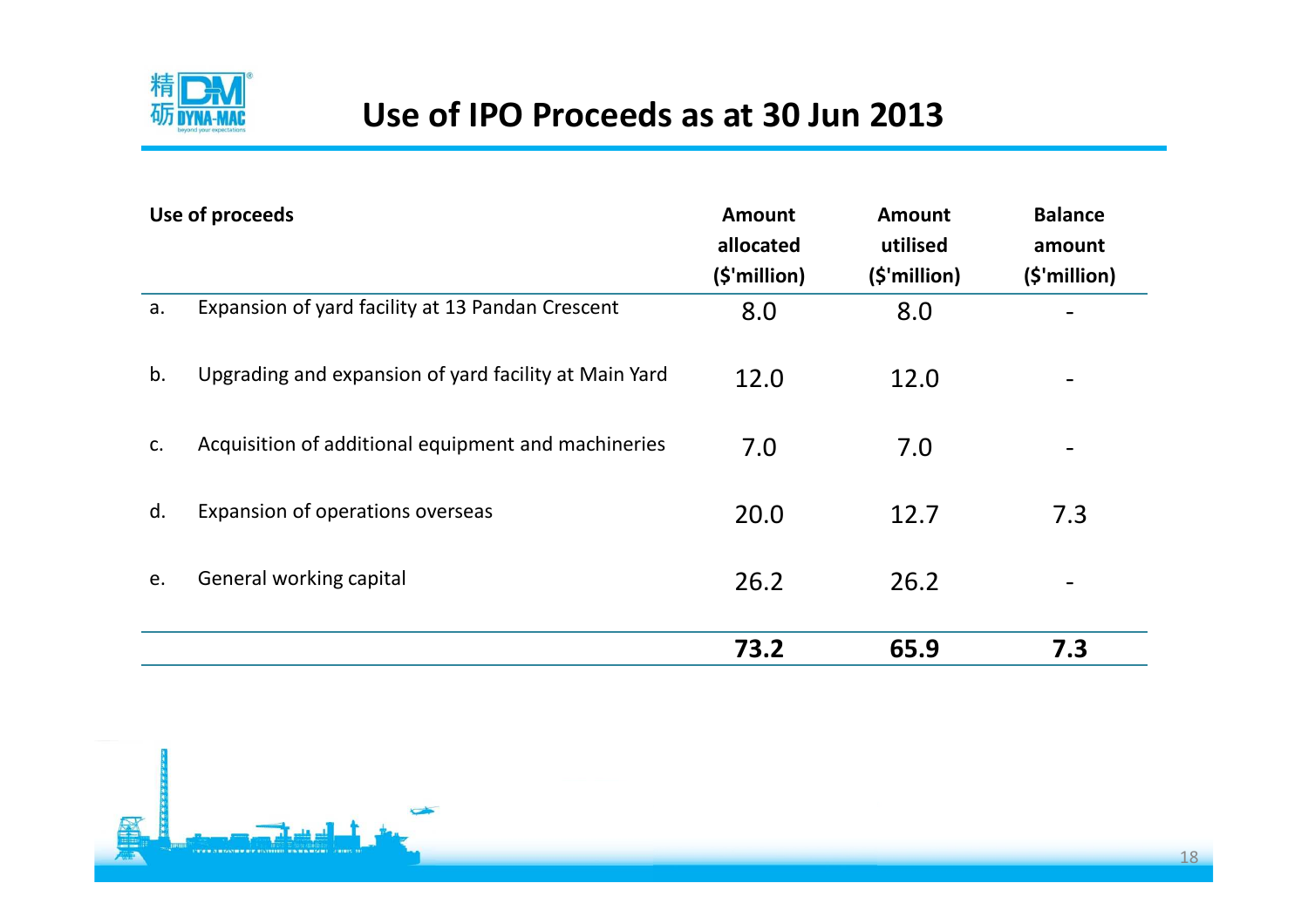# Use of IPO Proceeds as at 30 Jun 2013

| | Use of proceeds | Amount allocated ($'million) | Amount utilised ($'million) | Balance amount ($'million) |
|---|---|---|---|---|
| a. | Expansion of yard facility at 13 Pandan Crescent | 8.0 | 8.0 | - |
| b. | Upgrading and expansion of yard facility at Main Yard | 12.0 | 12.0 | - |
| c. | Acquisition of additional equipment and machineries | 7.0 | 7.0 | - |
| d. | Expansion of operations overseas | 20.0 | 12.7 | 7.3 |
| e. | General working capital | 26.2 | 26.2 | - |
| | | **73.2** | **65.9** | **7.3** |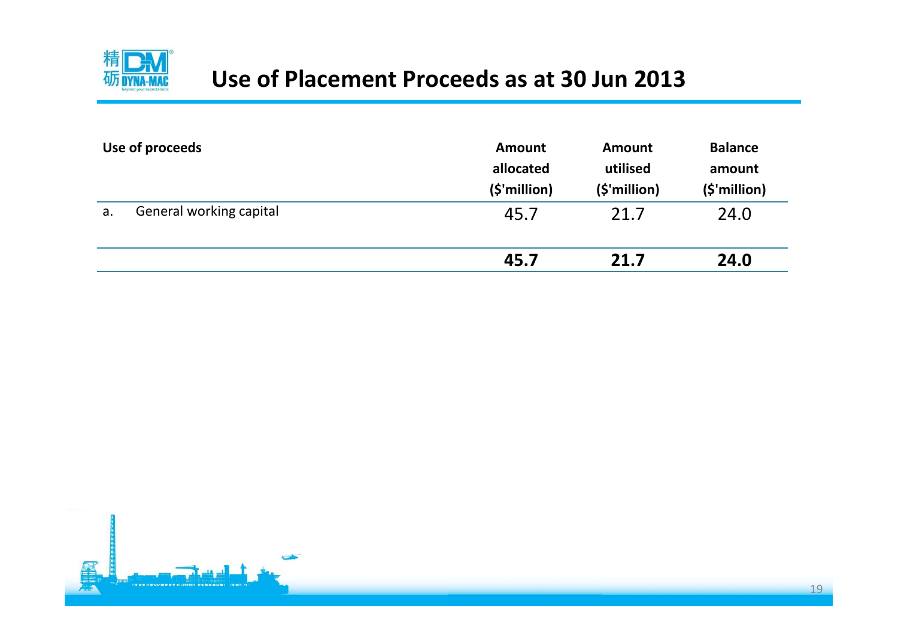# Use of Placement Proceeds as at 30 Jun 2013

| Use of proceeds | | Amount allocated ($'million) | Amount utilised ($'million) | Balance amount ($'million) |
|---|---|---|---|---|
| a. | General working capital | 45.7 | 21.7 | 24.0 |
| | | **45.7** | **21.7** | **24.0** |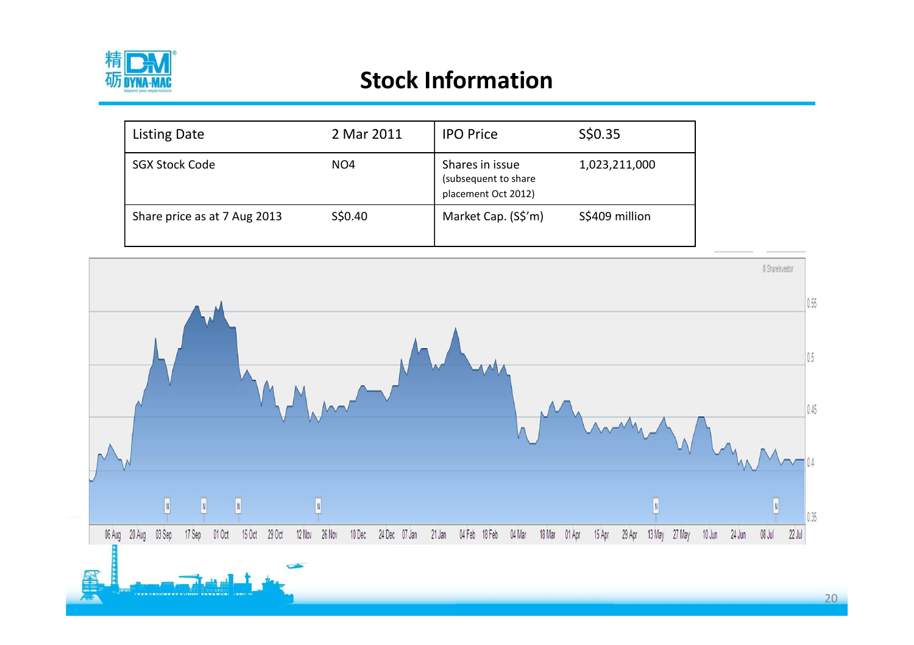# Stock Information

| Listing Date | 2 Mar 2011 | IPO Price | S$0.35 |
|---|---|---|---|
| SGX Stock Code | NO4 | Shares in issue (subsequent to share placement Oct 2012) | 1,023,211,000 |
| Share price as at 7 Aug 2013 | S$0.40 | Market Cap. (S$'m) | S$409 million |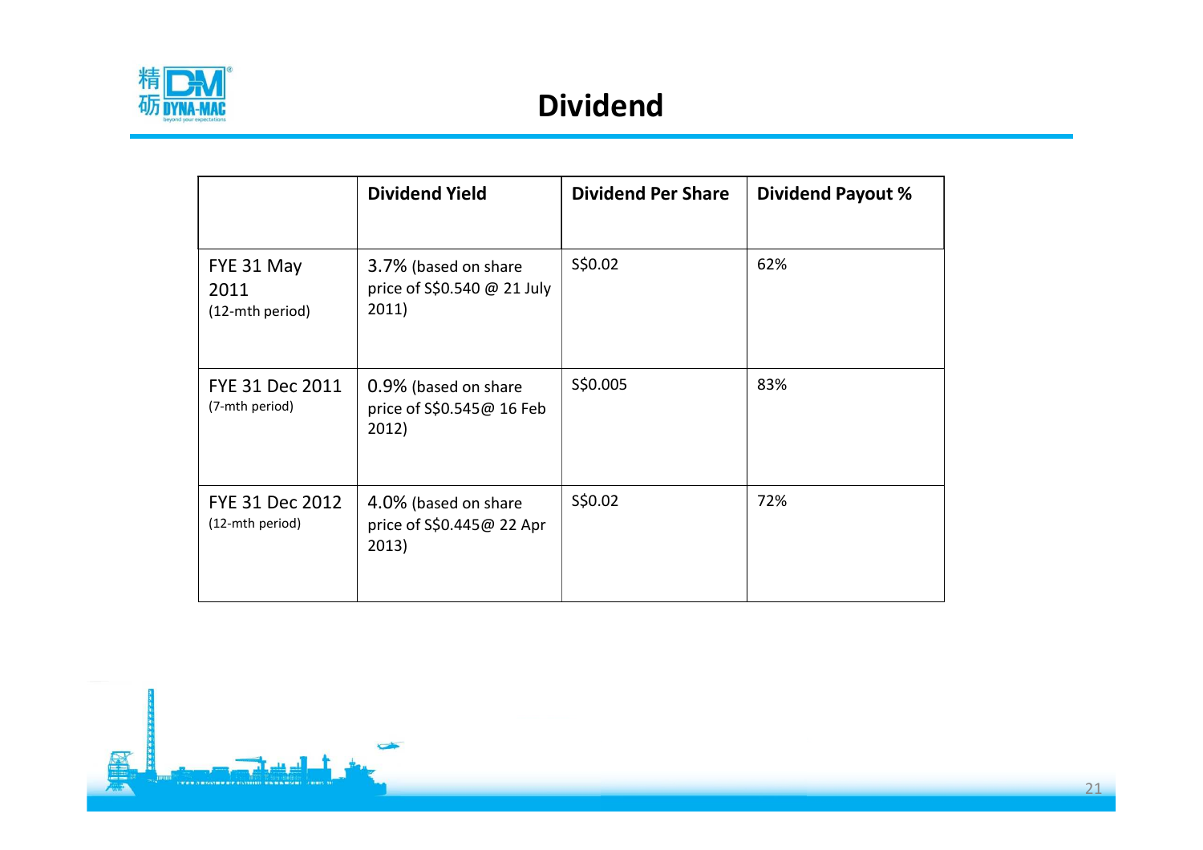# Dividend

| | Dividend Yield | Dividend Per Share | Dividend Payout % |
|---|---|---|---|
| FYE 31 May 2011 (12-mth period) | 3.7% (based on share price of S$0.540 @ 21 July 2011) | S$0.02 | 62% |
| FYE 31 Dec 2011 (7-mth period) | 0.9% (based on share price of S$0.545@ 16 Feb 2012) | S$0.005 | 83% |
| FYE 31 Dec 2012 (12-mth period) | 4.0% (based on share price of S$0.445@ 22 Apr 2013) | S$0.02 | 72% |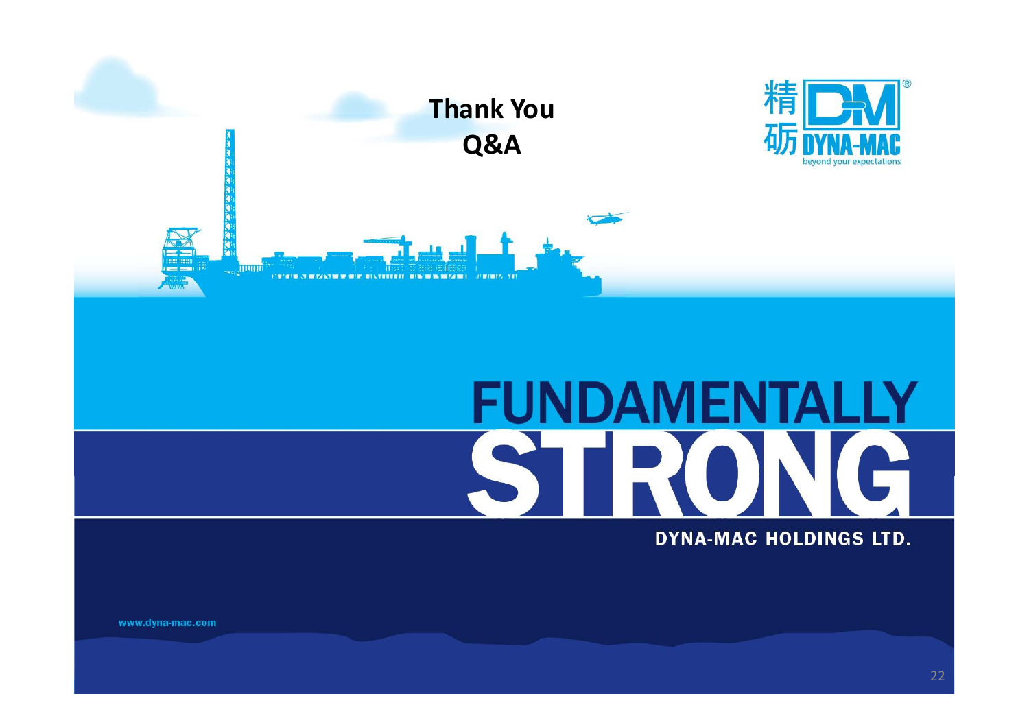**Thank You**

**Q&A**

精砺 DYNA-MAC

beyond your expectations

FUNDAMENTALLY STRONG

DYNA-MAC HOLDINGS LTD.

www.dyna-mac.com